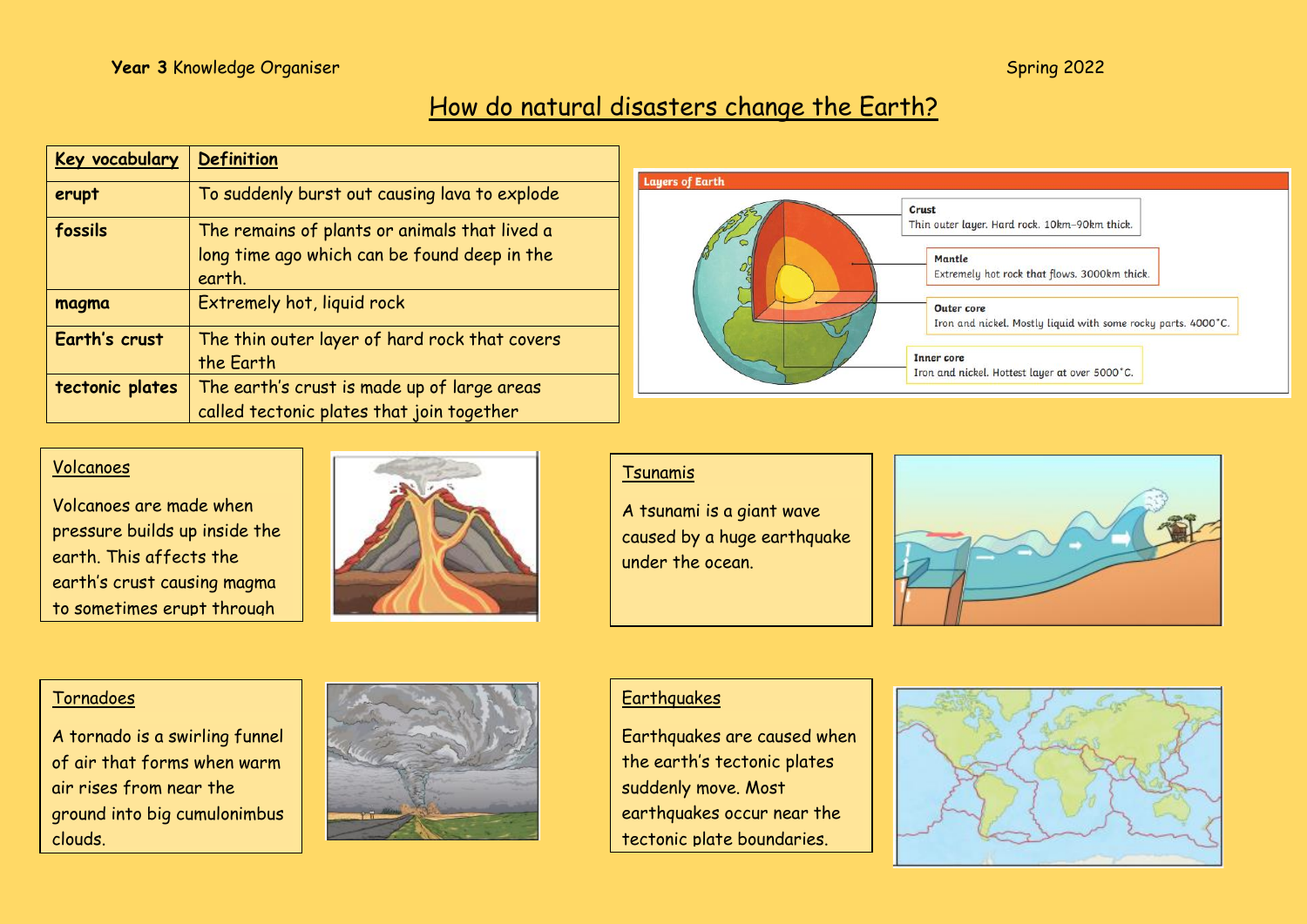**Year 3** Knowledge Organiser

Spring 2022

# How do natural disasters change the Earth?

| Key vocabulary | Definition |
|---|---|
| erupt | To suddenly burst out causing lava to explode |
| fossils | The remains of plants or animals that lived a long time ago which can be found deep in the earth. |
| magma | Extremely hot, liquid rock |
| Earth's crust | The thin outer layer of hard rock that covers the Earth |
| tectonic plates | The earth's crust is made up of large areas called tectonic plates that join together |

**Layers of Earth**

- **Crust** – Thin outer layer. Hard rock. 10km–90km thick.
- **Mantle** – Extremely hot rock that flows. 3000km thick.
- **Outer core** – Iron and nickel. Mostly liquid with some rocky parts. 4000°C.
- **Inner core** – Iron and nickel. Hottest layer at over 5000°C.

## Volcanoes

Volcanoes are made when pressure builds up inside the earth. This affects the earth's crust causing magma to sometimes erupt through

## Tsunamis

A tsunami is a giant wave caused by a huge earthquake under the ocean.

## Tornadoes

A tornado is a swirling funnel of air that forms when warm air rises from near the ground into big cumulonimbus clouds.

## Earthquakes

Earthquakes are caused when the earth's tectonic plates suddenly move. Most earthquakes occur near the tectonic plate boundaries.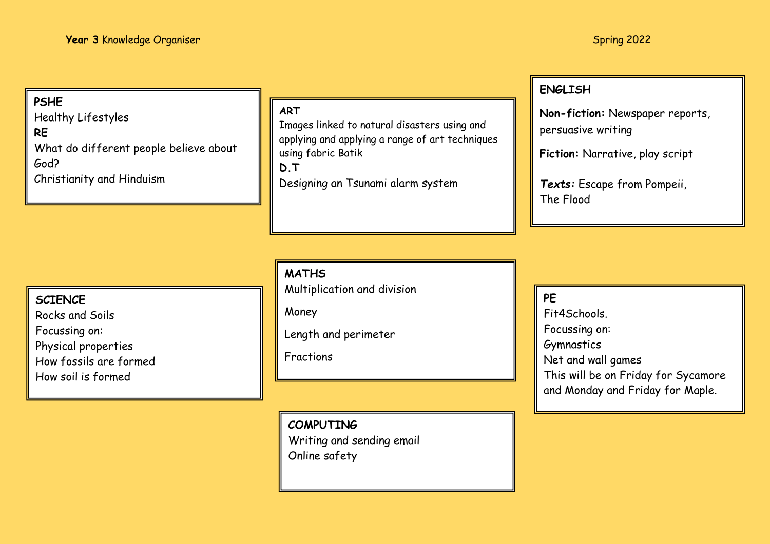**Year 3** Knowledge Organiser

Spring 2022

**PSHE**
Healthy Lifestyles
**RE**
What do different people believe about God?
Christianity and Hinduism

**ART**
Images linked to natural disasters using and applying and applying a range of art techniques using fabric Batik
**D.T**
Designing an Tsunami alarm system

**ENGLISH**

**Non-fiction:** Newspaper reports, persuasive writing

**Fiction:** Narrative, play script

***Texts:*** Escape from Pompeii,
The Flood

**SCIENCE**
Rocks and Soils
Focussing on:
Physical properties
How fossils are formed
How soil is formed

**MATHS**
Multiplication and division

Money

Length and perimeter

Fractions

**PE**
Fit4Schools.
Focussing on:
Gymnastics
Net and wall games
This will be on Friday for Sycamore and Monday and Friday for Maple.

**COMPUTING**
Writing and sending email
Online safety